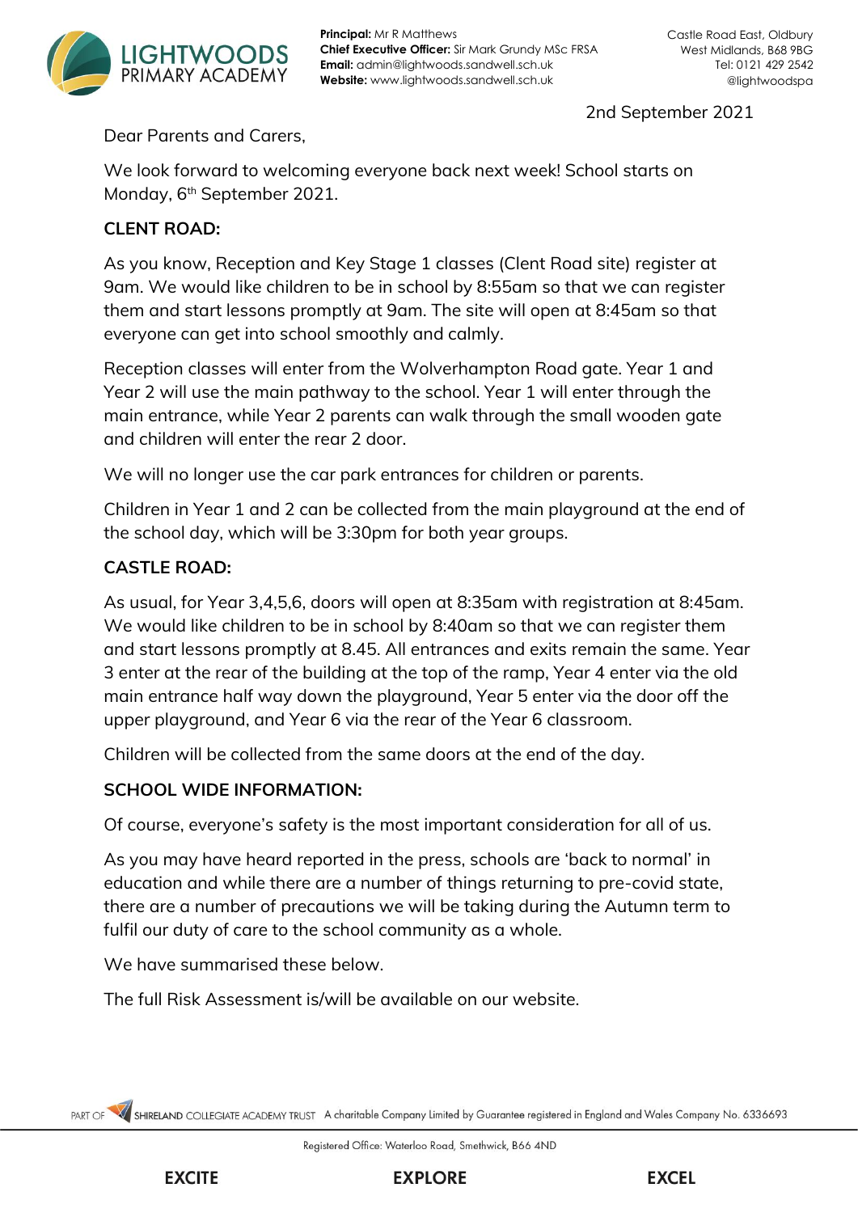**Principal:** Mr R Matthews
**Chief Executive Officer:** Sir Mark Grundy MSc FRSA
**Email:** admin@lightwoods.sandwell.sch.uk
**Website:** www.lightwoods.sandwell.sch.uk

Castle Road East, Oldbury
West Midlands, B68 9BG
Tel: 0121 429 2542
@lightwoodspa

2nd September 2021

Dear Parents and Carers,

We look forward to welcoming everyone back next week! School starts on Monday, 6th September 2021.

**CLENT ROAD:**

As you know, Reception and Key Stage 1 classes (Clent Road site) register at 9am. We would like children to be in school by 8:55am so that we can register them and start lessons promptly at 9am. The site will open at 8:45am so that everyone can get into school smoothly and calmly.

Reception classes will enter from the Wolverhampton Road gate. Year 1 and Year 2 will use the main pathway to the school. Year 1 will enter through the main entrance, while Year 2 parents can walk through the small wooden gate and children will enter the rear 2 door.

We will no longer use the car park entrances for children or parents.

Children in Year 1 and 2 can be collected from the main playground at the end of the school day, which will be 3:30pm for both year groups.

**CASTLE ROAD:**

As usual, for Year 3,4,5,6, doors will open at 8:35am with registration at 8:45am. We would like children to be in school by 8:40am so that we can register them and start lessons promptly at 8.45. All entrances and exits remain the same. Year 3 enter at the rear of the building at the top of the ramp, Year 4 enter via the old main entrance half way down the playground, Year 5 enter via the door off the upper playground, and Year 6 via the rear of the Year 6 classroom.

Children will be collected from the same doors at the end of the day.

**SCHOOL WIDE INFORMATION:**

Of course, everyone's safety is the most important consideration for all of us.

As you may have heard reported in the press, schools are 'back to normal' in education and while there are a number of things returning to pre-covid state, there are a number of precautions we will be taking during the Autumn term to fulfil our duty of care to the school community as a whole.

We have summarised these below.

The full Risk Assessment is/will be available on our website.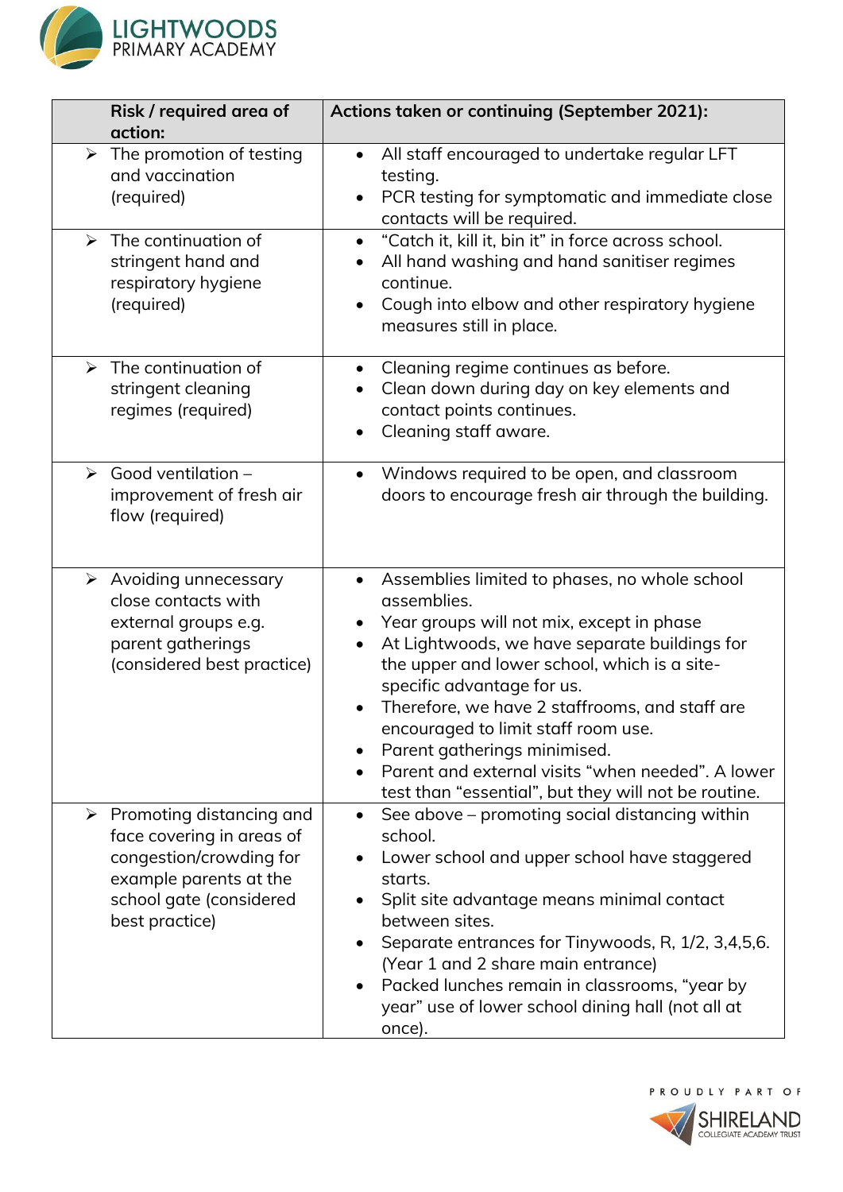| Risk / required area of action: | Actions taken or continuing (September 2021): |
|---|---|
| ➢ The promotion of testing and vaccination (required) | • All staff encouraged to undertake regular LFT testing.<br>• PCR testing for symptomatic and immediate close contacts will be required. |
| ➢ The continuation of stringent hand and respiratory hygiene (required) | • "Catch it, kill it, bin it" in force across school.<br>• All hand washing and hand sanitiser regimes continue.<br>• Cough into elbow and other respiratory hygiene measures still in place. |
| ➢ The continuation of stringent cleaning regimes (required) | • Cleaning regime continues as before.<br>• Clean down during day on key elements and contact points continues.<br>• Cleaning staff aware. |
| ➢ Good ventilation – improvement of fresh air flow (required) | • Windows required to be open, and classroom doors to encourage fresh air through the building. |
| ➢ Avoiding unnecessary close contacts with external groups e.g. parent gatherings (considered best practice) | • Assemblies limited to phases, no whole school assemblies.<br>• Year groups will not mix, except in phase<br>• At Lightwoods, we have separate buildings for the upper and lower school, which is a site-specific advantage for us.<br>• Therefore, we have 2 staffrooms, and staff are encouraged to limit staff room use.<br>• Parent gatherings minimised.<br>• Parent and external visits "when needed". A lower test than "essential", but they will not be routine. |
| ➢ Promoting distancing and face covering in areas of congestion/crowding for example parents at the school gate (considered best practice) | • See above – promoting social distancing within school.<br>• Lower school and upper school have staggered starts.<br>• Split site advantage means minimal contact between sites.<br>• Separate entrances for Tinywoods, R, 1/2, 3,4,5,6. (Year 1 and 2 share main entrance)<br>• Packed lunches remain in classrooms, "year by year" use of lower school dining hall (not all at once). |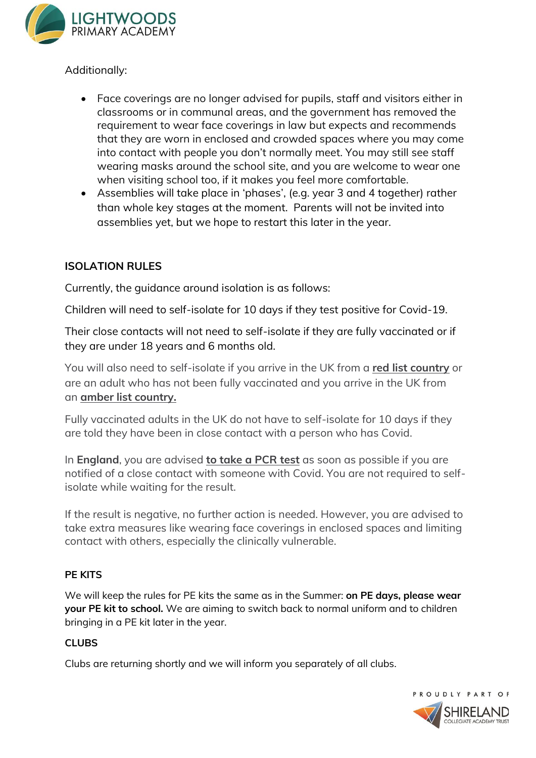Additionally:

- Face coverings are no longer advised for pupils, staff and visitors either in classrooms or in communal areas, and the government has removed the requirement to wear face coverings in law but expects and recommends that they are worn in enclosed and crowded spaces where you may come into contact with people you don't normally meet. You may still see staff wearing masks around the school site, and you are welcome to wear one when visiting school too, if it makes you feel more comfortable.
- Assemblies will take place in 'phases', (e.g. year 3 and 4 together) rather than whole key stages at the moment. Parents will not be invited into assemblies yet, but we hope to restart this later in the year.

## ISOLATION RULES

Currently, the guidance around isolation is as follows:

Children will need to self-isolate for 10 days if they test positive for Covid-19.

Their close contacts will not need to self-isolate if they are fully vaccinated or if they are under 18 years and 6 months old.

You will also need to self-isolate if you arrive in the UK from a **red list country** or are an adult who has not been fully vaccinated and you arrive in the UK from an **amber list country.**

Fully vaccinated adults in the UK do not have to self-isolate for 10 days if they are told they have been in close contact with a person who has Covid.

In **England**, you are advised **to take a PCR test** as soon as possible if you are notified of a close contact with someone with Covid. You are not required to self-isolate while waiting for the result.

If the result is negative, no further action is needed. However, you are advised to take extra measures like wearing face coverings in enclosed spaces and limiting contact with others, especially the clinically vulnerable.

### PE KITS

We will keep the rules for PE kits the same as in the Summer: **on PE days, please wear your PE kit to school.** We are aiming to switch back to normal uniform and to children bringing in a PE kit later in the year.

### CLUBS

Clubs are returning shortly and we will inform you separately of all clubs.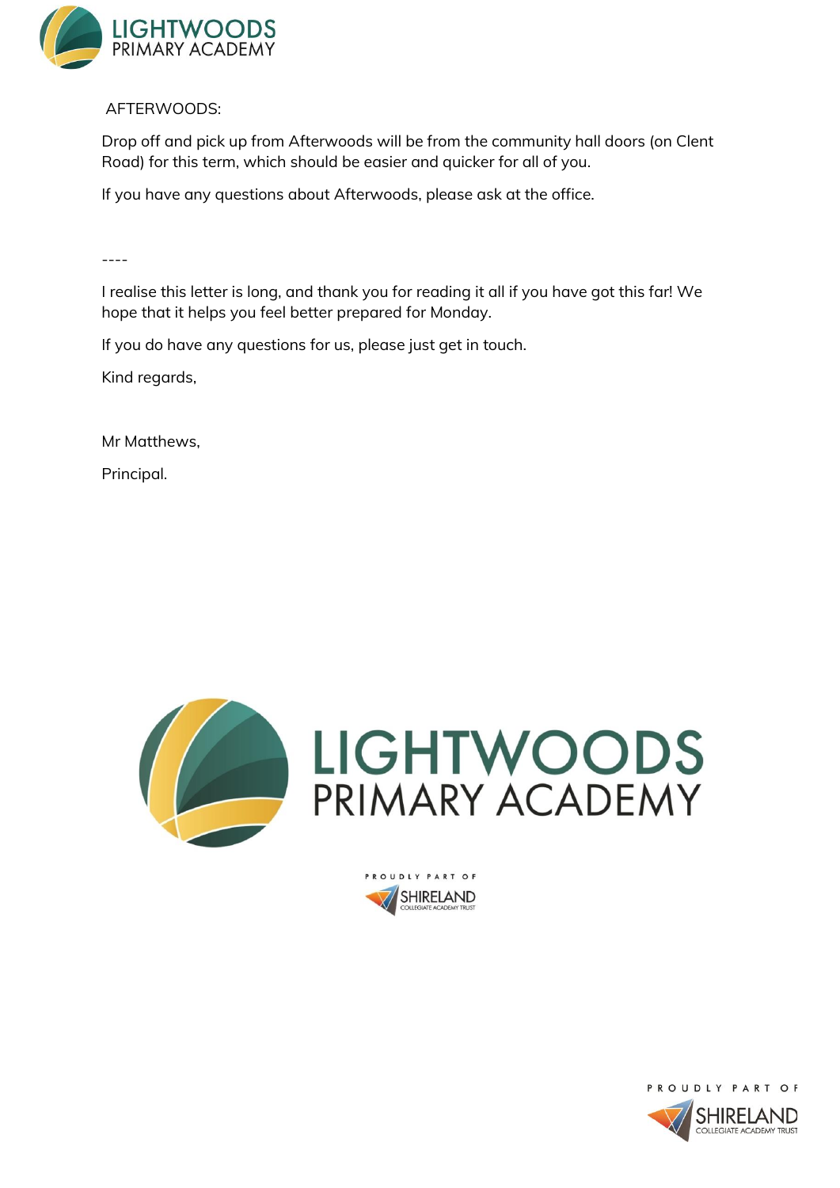AFTERWOODS:

Drop off and pick up from Afterwoods will be from the community hall doors (on Clent Road) for this term, which should be easier and quicker for all of you.

If you have any questions about Afterwoods, please ask at the office.

----

I realise this letter is long, and thank you for reading it all if you have got this far! We hope that it helps you feel better prepared for Monday.

If you do have any questions for us, please just get in touch.

Kind regards,

Mr Matthews,

Principal.